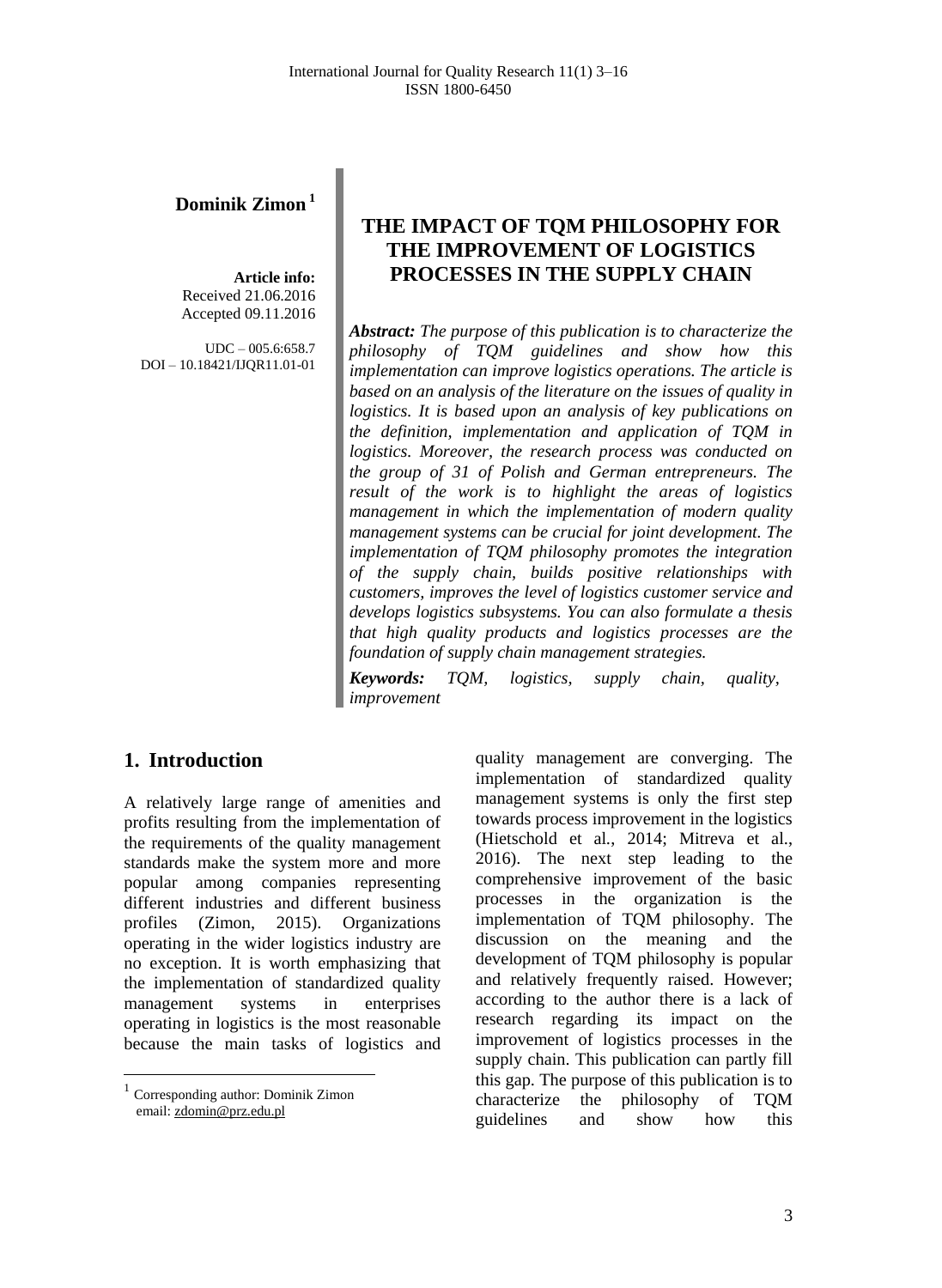**Dominik Zimon** [1]

**Article info:**
Received 21.06.2016
Accepted 09.11.2016

UDC – 005.6:658.7
DOI – 10.18421/IJQR11.01-01

# THE IMPACT OF TQM PHILOSOPHY FOR THE IMPROVEMENT OF LOGISTICS PROCESSES IN THE SUPPLY CHAIN

***Abstract:*** *The purpose of this publication is to characterize the philosophy of TQM guidelines and show how this implementation can improve logistics operations. The article is based on an analysis of the literature on the issues of quality in logistics. It is based upon an analysis of key publications on the definition, implementation and application of TQM in logistics. Moreover, the research process was conducted on the group of 31 of Polish and German entrepreneurs. The result of the work is to highlight the areas of logistics management in which the implementation of modern quality management systems can be crucial for joint development. The implementation of TQM philosophy promotes the integration of the supply chain, builds positive relationships with customers, improves the level of logistics customer service and develops logistics subsystems. You can also formulate a thesis that high quality products and logistics processes are the foundation of supply chain management strategies.*

***Keywords:*** *TQM, logistics, supply chain, quality, improvement*

## 1. Introduction

A relatively large range of amenities and profits resulting from the implementation of the requirements of the quality management standards make the system more and more popular among companies representing different industries and different business profiles (Zimon, 2015). Organizations operating in the wider logistics industry are no exception. It is worth emphasizing that the implementation of standardized quality management systems in enterprises operating in logistics is the most reasonable because the main tasks of logistics and quality management are converging. The implementation of standardized quality management systems is only the first step towards process improvement in the logistics (Hietschold et al., 2014; Mitreva et al., 2016). The next step leading to the comprehensive improvement of the basic processes in the organization is the implementation of TQM philosophy. The discussion on the meaning and the development of TQM philosophy is popular and relatively frequently raised. However; according to the author there is a lack of research regarding its impact on the improvement of logistics processes in the supply chain. This publication can partly fill this gap. The purpose of this publication is to characterize the philosophy of TQM guidelines and show how this

[1] Corresponding author: Dominik Zimon
email: zdomin@prz.edu.pl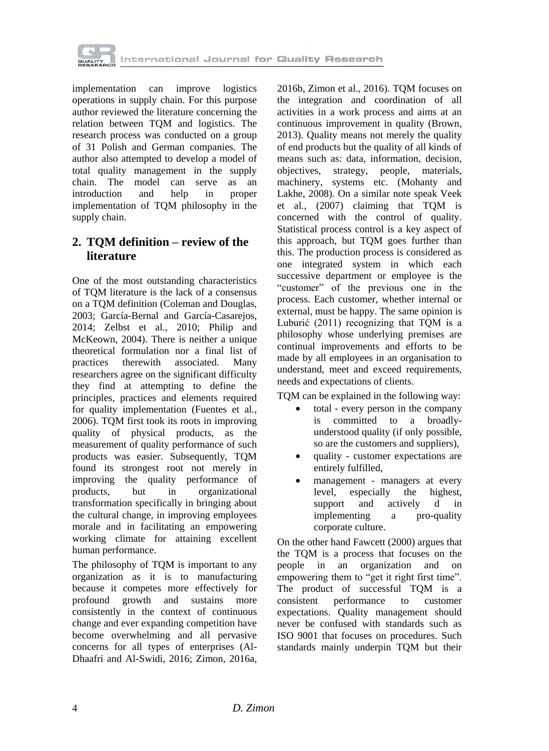implementation can improve logistics operations in supply chain. For this purpose author reviewed the literature concerning the relation between TQM and logistics. The research process was conducted on a group of 31 Polish and German companies. The author also attempted to develop a model of total quality management in the supply chain. The model can serve as an introduction and help in proper implementation of TQM philosophy in the supply chain.

## 2. TQM definition – review of the literature

One of the most outstanding characteristics of TQM literature is the lack of a consensus on a TQM definition (Coleman and Douglas, 2003; García-Bernal and García-Casarejos, 2014; Zelbst et al., 2010; Philip and McKeown, 2004). There is neither a unique theoretical formulation nor a final list of practices therewith associated. Many researchers agree on the significant difficulty they find at attempting to define the principles, practices and elements required for quality implementation (Fuentes et al., 2006). TQM first took its roots in improving quality of physical products, as the measurement of quality performance of such products was easier. Subsequently, TQM found its strongest root not merely in improving the quality performance of products, but in organizational transformation specifically in bringing about the cultural change, in improving employees morale and in facilitating an empowering working climate for attaining excellent human performance.

The philosophy of TQM is important to any organization as it is to manufacturing because it competes more effectively for profound growth and sustains more consistently in the context of continuous change and ever expanding competition have become overwhelming and all pervasive concerns for all types of enterprises (Al-Dhaafri and Al-Swidi, 2016; Zimon, 2016a, 2016b, Zimon et al., 2016). TQM focuses on the integration and coordination of all activities in a work process and aims at an continuous improvement in quality (Brown, 2013). Quality means not merely the quality of end products but the quality of all kinds of means such as: data, information, decision, objectives, strategy, people, materials, machinery, systems etc. (Mohanty and Lakhe, 2008). On a similar note speak Veek et al., (2007) claiming that TQM is concerned with the control of quality. Statistical process control is a key aspect of this approach, but TQM goes further than this. The production process is considered as one integrated system in which each successive department or employee is the "customer" of the previous one in the process. Each customer, whether internal or external, must be happy. The same opinion is Luburić (2011) recognizing that TQM is a philosophy whose underlying premises are continual improvements and efforts to be made by all employees in an organisation to understand, meet and exceed requirements, needs and expectations of clients.

TQM can be explained in the following way:

- total - every person in the company is committed to a broadly-understood quality (if only possible, so are the customers and suppliers),
- quality - customer expectations are entirely fulfilled,
- management - managers at every level, especially the highest, support and actively d in implementing a pro-quality corporate culture.

On the other hand Fawcett (2000) argues that the TQM is a process that focuses on the people in an organization and on empowering them to "get it right first time". The product of successful TQM is a consistent performance to customer expectations. Quality management should never be confused with standards such as ISO 9001 that focuses on procedures. Such standards mainly underpin TQM but their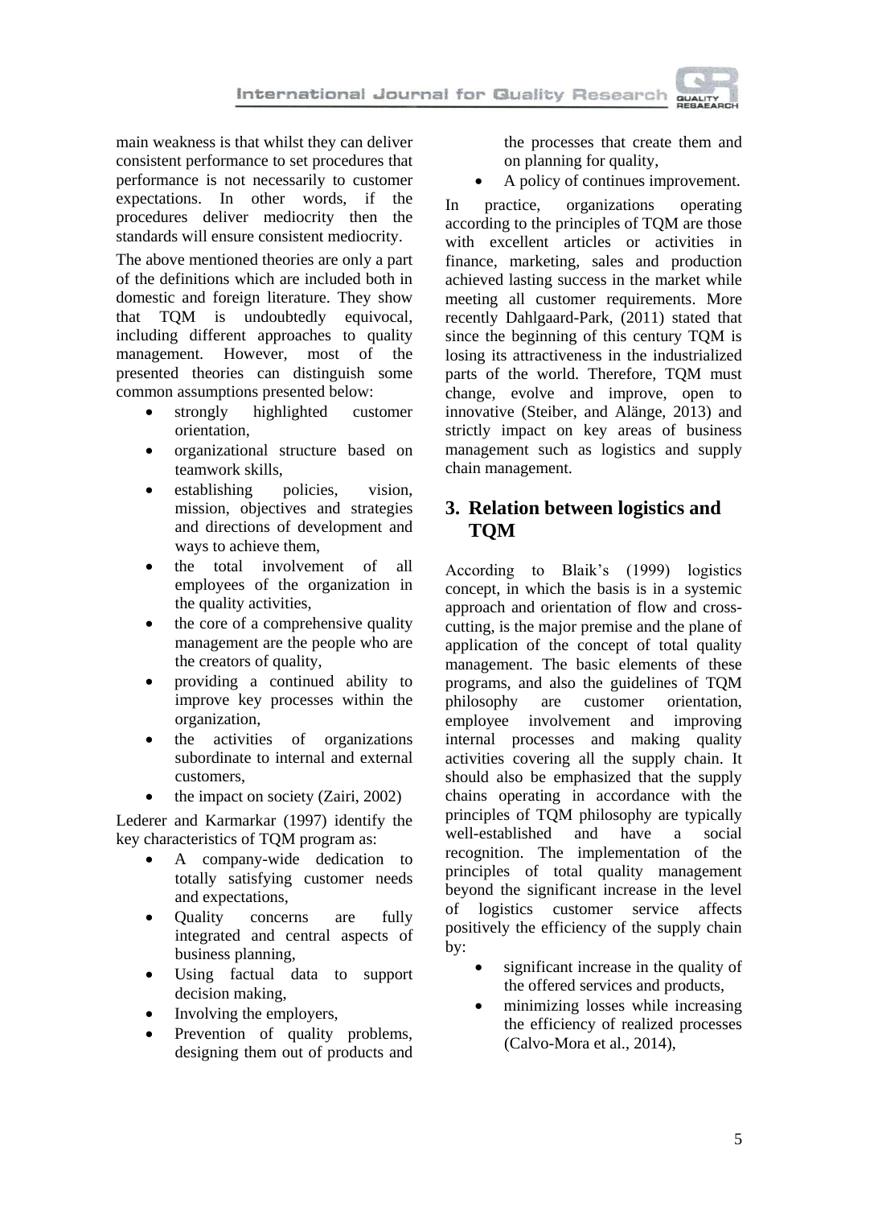main weakness is that whilst they can deliver consistent performance to set procedures that performance is not necessarily to customer expectations. In other words, if the procedures deliver mediocrity then the standards will ensure consistent mediocrity.

The above mentioned theories are only a part of the definitions which are included both in domestic and foreign literature. They show that TQM is undoubtedly equivocal, including different approaches to quality management. However, most of the presented theories can distinguish some common assumptions presented below:

- strongly highlighted customer orientation,
- organizational structure based on teamwork skills,
- establishing policies, vision, mission, objectives and strategies and directions of development and ways to achieve them,
- the total involvement of all employees of the organization in the quality activities,
- the core of a comprehensive quality management are the people who are the creators of quality,
- providing a continued ability to improve key processes within the organization,
- the activities of organizations subordinate to internal and external customers,
- the impact on society (Zairi, 2002)

Lederer and Karmarkar (1997) identify the key characteristics of TQM program as:

- A company-wide dedication to totally satisfying customer needs and expectations,
- Quality concerns are fully integrated and central aspects of business planning,
- Using factual data to support decision making,
- Involving the employers,
- Prevention of quality problems, designing them out of products and the processes that create them and on planning for quality,
- A policy of continues improvement.

In practice, organizations operating according to the principles of TQM are those with excellent articles or activities in finance, marketing, sales and production achieved lasting success in the market while meeting all customer requirements. More recently Dahlgaard-Park, (2011) stated that since the beginning of this century TQM is losing its attractiveness in the industrialized parts of the world. Therefore, TQM must change, evolve and improve, open to innovative (Steiber, and Alänge, 2013) and strictly impact on key areas of business management such as logistics and supply chain management.

## 3. Relation between logistics and TQM

According to Blaik's (1999) logistics concept, in which the basis is in a systemic approach and orientation of flow and cross-cutting, is the major premise and the plane of application of the concept of total quality management. The basic elements of these programs, and also the guidelines of TQM philosophy are customer orientation, employee involvement and improving internal processes and making quality activities covering all the supply chain. It should also be emphasized that the supply chains operating in accordance with the principles of TQM philosophy are typically well-established and have a social recognition. The implementation of the principles of total quality management beyond the significant increase in the level of logistics customer service affects positively the efficiency of the supply chain by:

- significant increase in the quality of the offered services and products,
- minimizing losses while increasing the efficiency of realized processes (Calvo-Mora et al., 2014),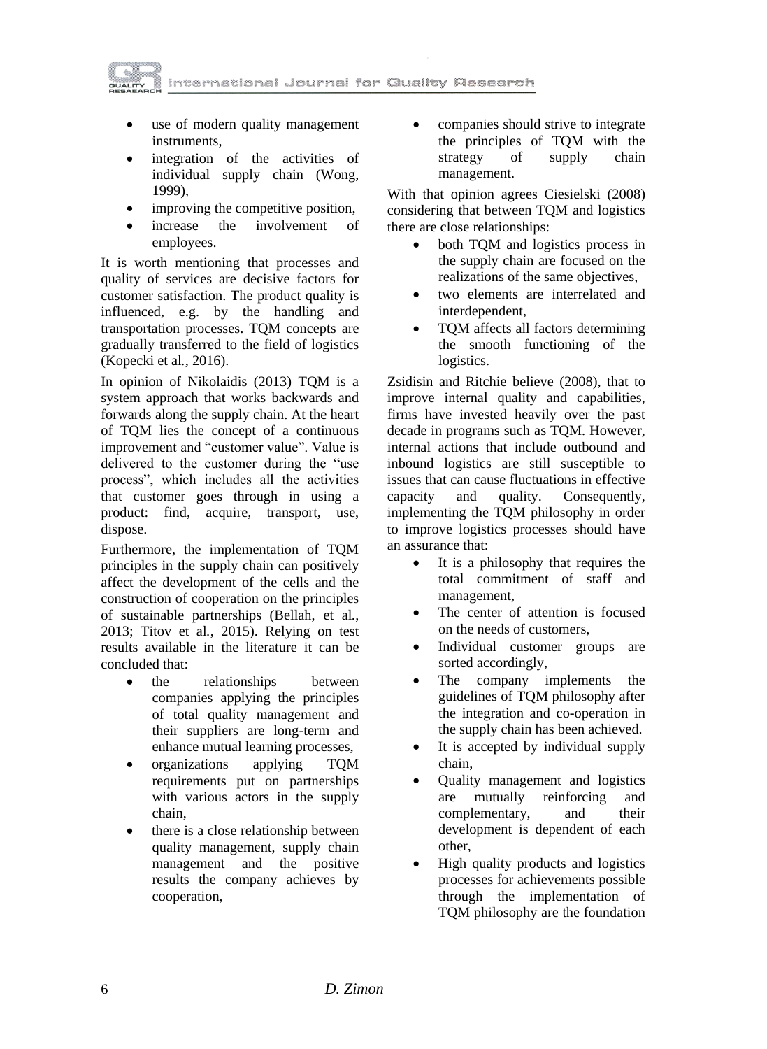- use of modern quality management instruments,
- integration of the activities of individual supply chain (Wong, 1999),
- improving the competitive position,
- increase the involvement of employees.

It is worth mentioning that processes and quality of services are decisive factors for customer satisfaction. The product quality is influenced, e.g. by the handling and transportation processes. TQM concepts are gradually transferred to the field of logistics (Kopecki et al., 2016).

In opinion of Nikolaidis (2013) TQM is a system approach that works backwards and forwards along the supply chain. At the heart of TQM lies the concept of a continuous improvement and "customer value". Value is delivered to the customer during the "use process", which includes all the activities that customer goes through in using a product: find, acquire, transport, use, dispose.

Furthermore, the implementation of TQM principles in the supply chain can positively affect the development of the cells and the construction of cooperation on the principles of sustainable partnerships (Bellah, et al., 2013; Titov et al., 2015). Relying on test results available in the literature it can be concluded that:

- the relationships between companies applying the principles of total quality management and their suppliers are long-term and enhance mutual learning processes,
- organizations applying TQM requirements put on partnerships with various actors in the supply chain,
- there is a close relationship between quality management, supply chain management and the positive results the company achieves by cooperation,
- companies should strive to integrate the principles of TQM with the strategy of supply chain management.

With that opinion agrees Ciesielski (2008) considering that between TQM and logistics there are close relationships:

- both TQM and logistics process in the supply chain are focused on the realizations of the same objectives,
- two elements are interrelated and interdependent,
- TQM affects all factors determining the smooth functioning of the logistics.

Zsidisin and Ritchie believe (2008), that to improve internal quality and capabilities, firms have invested heavily over the past decade in programs such as TQM. However, internal actions that include outbound and inbound logistics are still susceptible to issues that can cause fluctuations in effective capacity and quality. Consequently, implementing the TQM philosophy in order to improve logistics processes should have an assurance that:

- It is a philosophy that requires the total commitment of staff and management,
- The center of attention is focused on the needs of customers,
- Individual customer groups are sorted accordingly,
- The company implements the guidelines of TQM philosophy after the integration and co-operation in the supply chain has been achieved.
- It is accepted by individual supply chain,
- Quality management and logistics are mutually reinforcing and complementary, and their development is dependent of each other,
- High quality products and logistics processes for achievements possible through the implementation of TQM philosophy are the foundation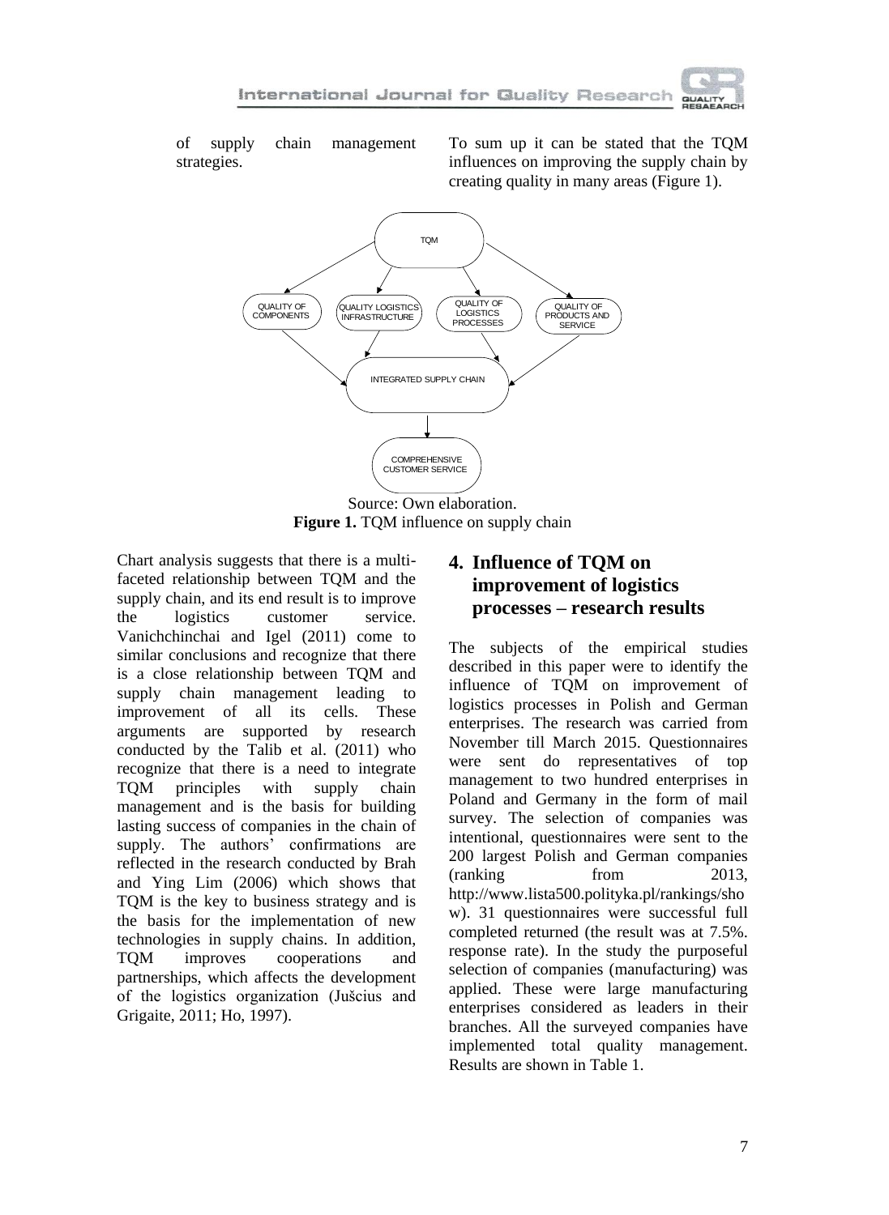of supply chain management strategies.

To sum up it can be stated that the TQM influences on improving the supply chain by creating quality in many areas (Figure 1).

Source: Own elaboration.

**Figure 1.** TQM influence on supply chain

Chart analysis suggests that there is a multi-faceted relationship between TQM and the supply chain, and its end result is to improve the logistics customer service. Vanichchinchai and Igel (2011) come to similar conclusions and recognize that there is a close relationship between TQM and supply chain management leading to improvement of all its cells. These arguments are supported by research conducted by the Talib et al. (2011) who recognize that there is a need to integrate TQM principles with supply chain management and is the basis for building lasting success of companies in the chain of supply. The authors' confirmations are reflected in the research conducted by Brah and Ying Lim (2006) which shows that TQM is the key to business strategy and is the basis for the implementation of new technologies in supply chains. In addition, TQM improves cooperations and partnerships, which affects the development of the logistics organization (Jušcius and Grigaite, 2011; Ho, 1997).

## 4. Influence of TQM on improvement of logistics processes – research results

The subjects of the empirical studies described in this paper were to identify the influence of TQM on improvement of logistics processes in Polish and German enterprises. The research was carried from November till March 2015. Questionnaires were sent do representatives of top management to two hundred enterprises in Poland and Germany in the form of mail survey. The selection of companies was intentional, questionnaires were sent to the 200 largest Polish and German companies (ranking from 2013, http://www.lista500.polityka.pl/rankings/show). 31 questionnaires were successful full completed returned (the result was at 7.5%. response rate). In the study the purposeful selection of companies (manufacturing) was applied. These were large manufacturing enterprises considered as leaders in their branches. All the surveyed companies have implemented total quality management. Results are shown in Table 1.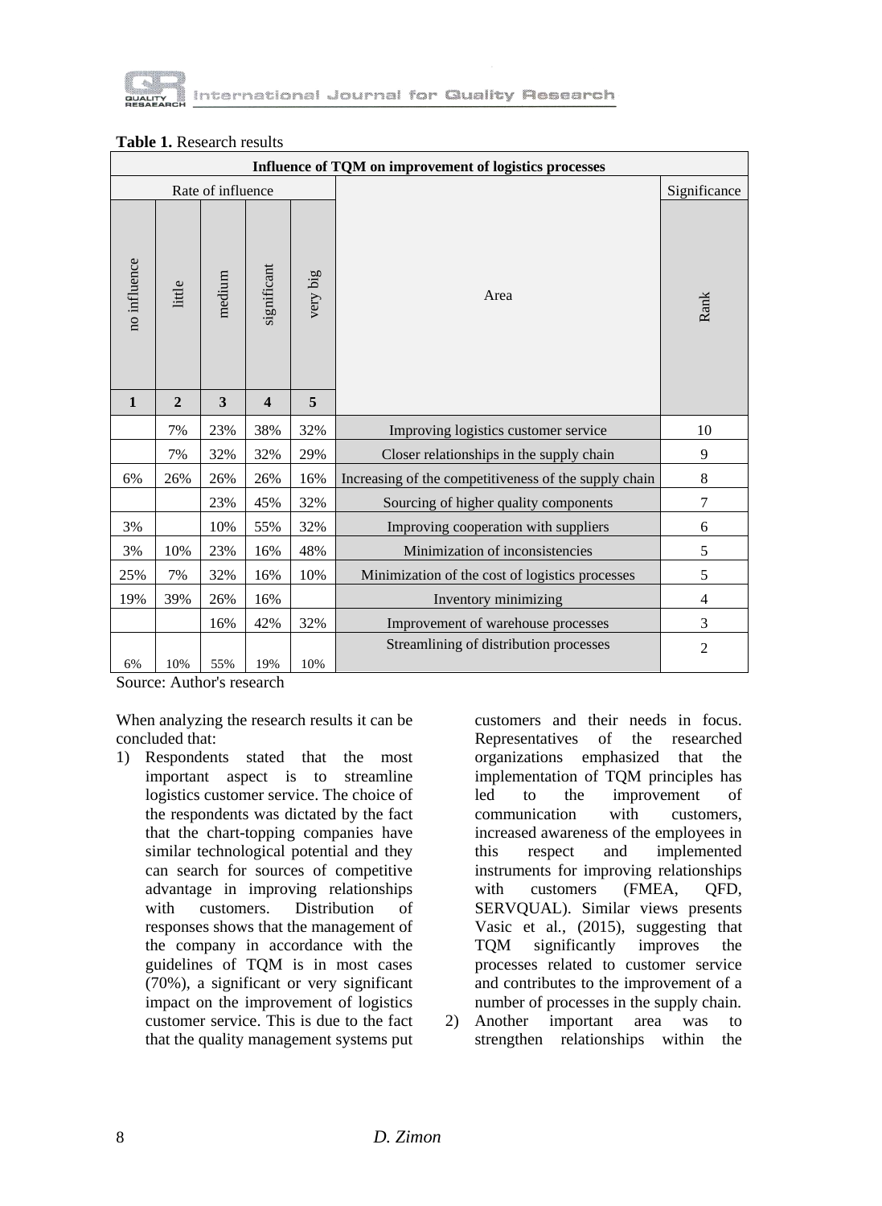**Table 1.** Research results

| Influence of TQM on improvement of logistics processes | | | | | | |
|---|---|---|---|---|---|---|
| Rate of influence | | | | | Area | Significance |
| no influence | little | medium | significant | very big | | Rank |
| 1 | 2 | 3 | 4 | 5 | | |
| | 7% | 23% | 38% | 32% | Improving logistics customer service | 10 |
| | 7% | 32% | 32% | 29% | Closer relationships in the supply chain | 9 |
| 6% | 26% | 26% | 26% | 16% | Increasing of the competitiveness of the supply chain | 8 |
| | | 23% | 45% | 32% | Sourcing of higher quality components | 7 |
| 3% | | 10% | 55% | 32% | Improving cooperation with suppliers | 6 |
| 3% | 10% | 23% | 16% | 48% | Minimization of inconsistencies | 5 |
| 25% | 7% | 32% | 16% | 10% | Minimization of the cost of logistics processes | 5 |
| 19% | 39% | 26% | 16% | | Inventory minimizing | 4 |
| | | 16% | 42% | 32% | Improvement of warehouse processes | 3 |
| 6% | 10% | 55% | 19% | 10% | Streamlining of distribution processes | 2 |

Source: Author's research

When analyzing the research results it can be concluded that:

1) Respondents stated that the most important aspect is to streamline logistics customer service. The choice of the respondents was dictated by the fact that the chart-topping companies have similar technological potential and they can search for sources of competitive advantage in improving relationships with customers. Distribution of responses shows that the management of the company in accordance with the guidelines of TQM is in most cases (70%), a significant or very significant impact on the improvement of logistics customer service. This is due to the fact that the quality management systems put customers and their needs in focus. Representatives of the researched organizations emphasized that the implementation of TQM principles has led to the improvement of communication with customers, increased awareness of the employees in this respect and implemented instruments for improving relationships with customers (FMEA, QFD, SERVQUAL). Similar views presents Vasic et al., (2015), suggesting that TQM significantly improves the processes related to customer service and contributes to the improvement of a number of processes in the supply chain.
2) Another important area was to strengthen relationships within the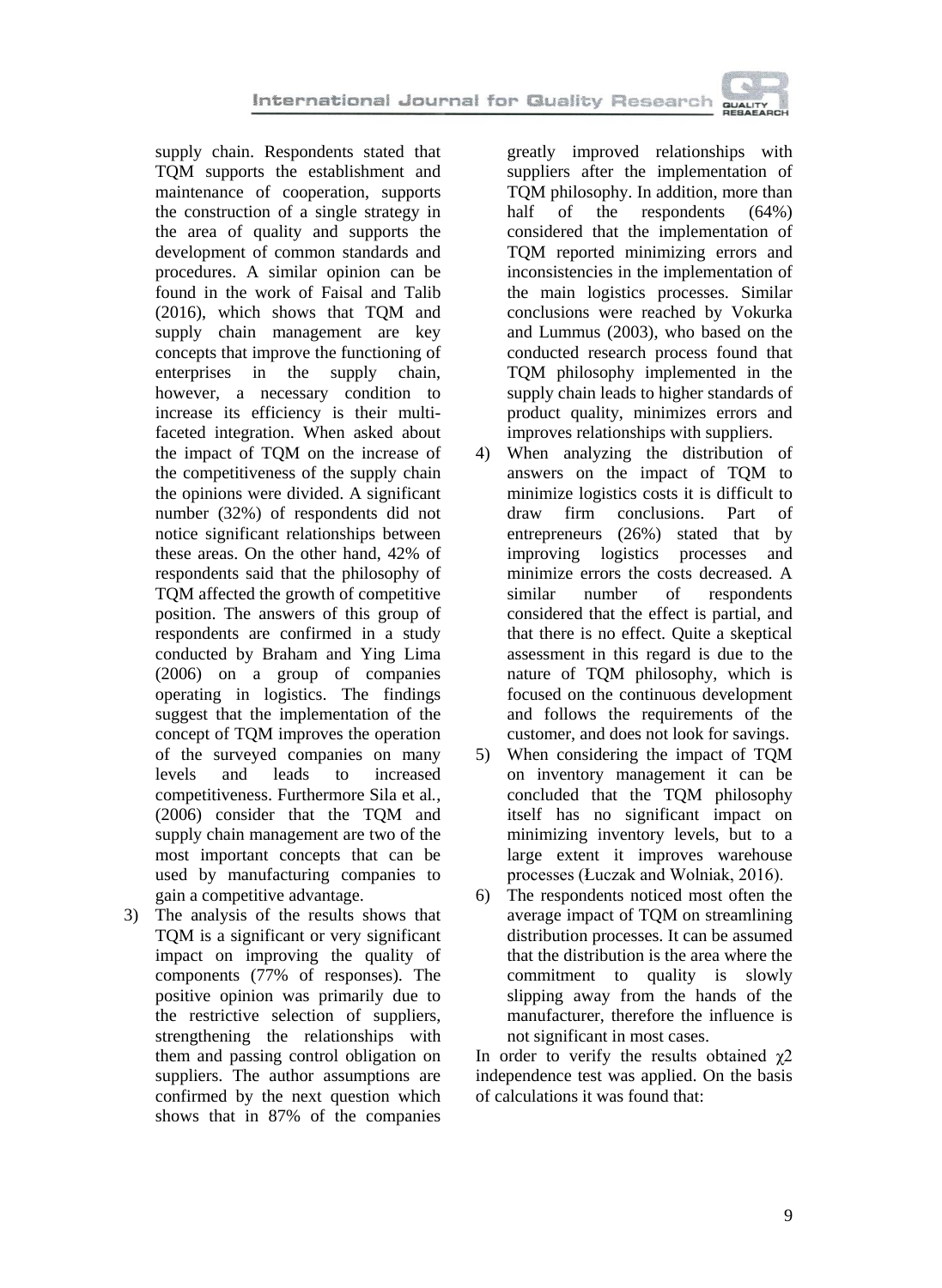supply chain. Respondents stated that TQM supports the establishment and maintenance of cooperation, supports the construction of a single strategy in the area of quality and supports the development of common standards and procedures. A similar opinion can be found in the work of Faisal and Talib (2016), which shows that TQM and supply chain management are key concepts that improve the functioning of enterprises in the supply chain, however, a necessary condition to increase its efficiency is their multi-faceted integration. When asked about the impact of TQM on the increase of the competitiveness of the supply chain the opinions were divided. A significant number (32%) of respondents did not notice significant relationships between these areas. On the other hand, 42% of respondents said that the philosophy of TQM affected the growth of competitive position. The answers of this group of respondents are confirmed in a study conducted by Braham and Ying Lima (2006) on a group of companies operating in logistics. The findings suggest that the implementation of the concept of TQM improves the operation of the surveyed companies on many levels and leads to increased competitiveness. Furthermore Sila et al., (2006) consider that the TQM and supply chain management are two of the most important concepts that can be used by manufacturing companies to gain a competitive advantage.

3) The analysis of the results shows that TQM is a significant or very significant impact on improving the quality of components (77% of responses). The positive opinion was primarily due to the restrictive selection of suppliers, strengthening the relationships with them and passing control obligation on suppliers. The author assumptions are confirmed by the next question which shows that in 87% of the companies greatly improved relationships with suppliers after the implementation of TQM philosophy. In addition, more than half of the respondents (64%) considered that the implementation of TQM reported minimizing errors and inconsistencies in the implementation of the main logistics processes. Similar conclusions were reached by Vokurka and Lummus (2003), who based on the conducted research process found that TQM philosophy implemented in the supply chain leads to higher standards of product quality, minimizes errors and improves relationships with suppliers.
4) When analyzing the distribution of answers on the impact of TQM to minimize logistics costs it is difficult to draw firm conclusions. Part of entrepreneurs (26%) stated that by improving logistics processes and minimize errors the costs decreased. A similar number of respondents considered that the effect is partial, and that there is no effect. Quite a skeptical assessment in this regard is due to the nature of TQM philosophy, which is focused on the continuous development and follows the requirements of the customer, and does not look for savings.
5) When considering the impact of TQM on inventory management it can be concluded that the TQM philosophy itself has no significant impact on minimizing inventory levels, but to a large extent it improves warehouse processes (Łuczak and Wolniak, 2016).
6) The respondents noticed most often the average impact of TQM on streamlining distribution processes. It can be assumed that the distribution is the area where the commitment to quality is slowly slipping away from the hands of the manufacturer, therefore the influence is not significant in most cases.

In order to verify the results obtained $\chi 2$ independence test was applied. On the basis of calculations it was found that: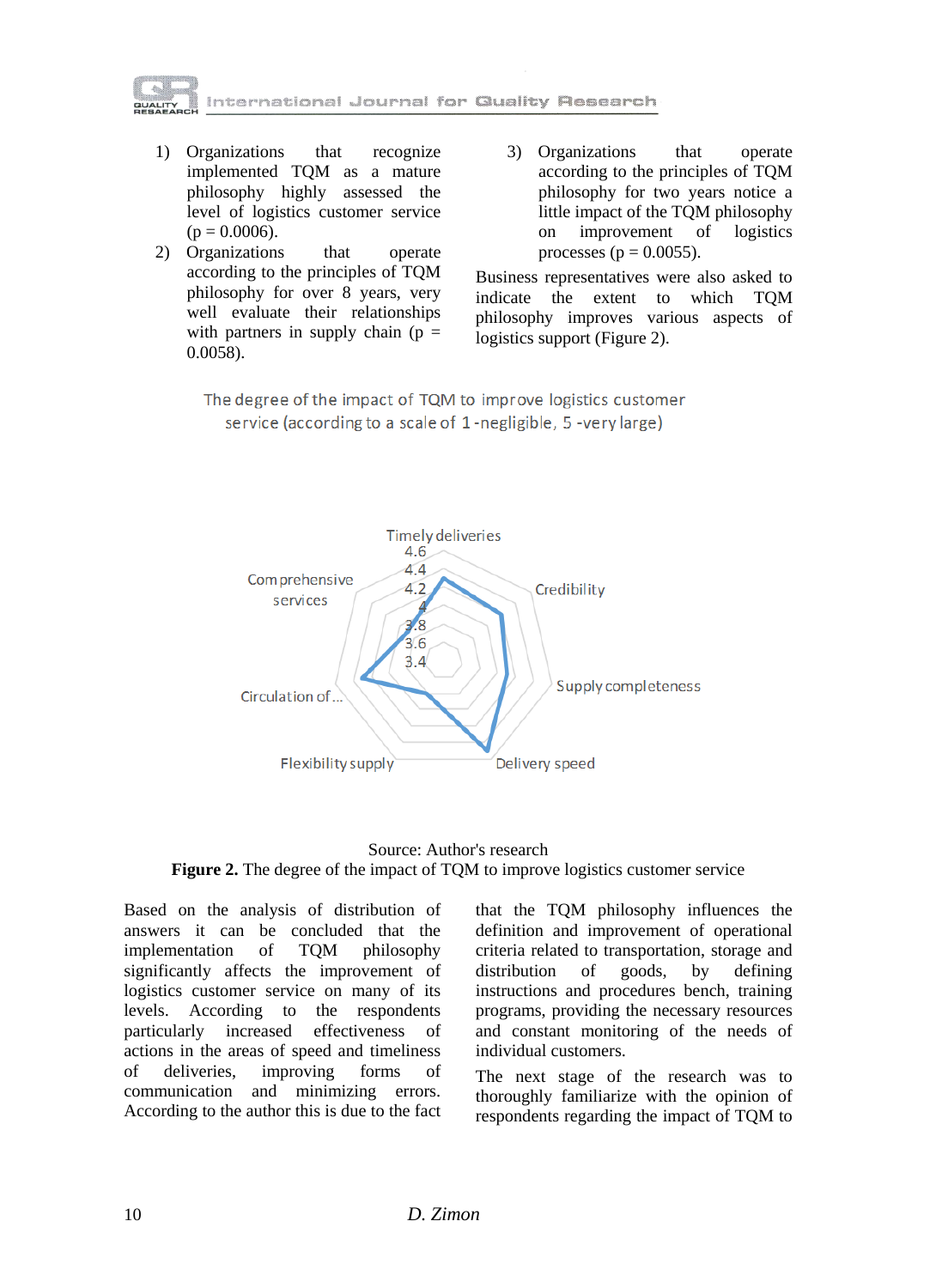1) Organizations that recognize implemented TQM as a mature philosophy highly assessed the level of logistics customer service ($p = 0.0006$).
2) Organizations that operate according to the principles of TQM philosophy for over 8 years, very well evaluate their relationships with partners in supply chain ($p = 0.0058$).
3) Organizations that operate according to the principles of TQM philosophy for two years notice a little impact of the TQM philosophy on improvement of logistics processes ($p = 0.0055$).

Business representatives were also asked to indicate the extent to which TQM philosophy improves various aspects of logistics support (Figure 2).

The degree of the impact of TQM to improve logistics customer service (according to a scale of 1 -negligible, 5 -very large)

Timely deliveries, Credibility, Supply completeness, Delivery speed, Flexibility supply, Circulation of..., Comprehensive services

Source: Author's research

**Figure 2.** The degree of the impact of TQM to improve logistics customer service

Based on the analysis of distribution of answers it can be concluded that the implementation of TQM philosophy significantly affects the improvement of logistics customer service on many of its levels. According to the respondents particularly increased effectiveness of actions in the areas of speed and timeliness of deliveries, improving forms of communication and minimizing errors. According to the author this is due to the fact that the TQM philosophy influences the definition and improvement of operational criteria related to transportation, storage and distribution of goods, by defining instructions and procedures bench, training programs, providing the necessary resources and constant monitoring of the needs of individual customers.

The next stage of the research was to thoroughly familiarize with the opinion of respondents regarding the impact of TQM to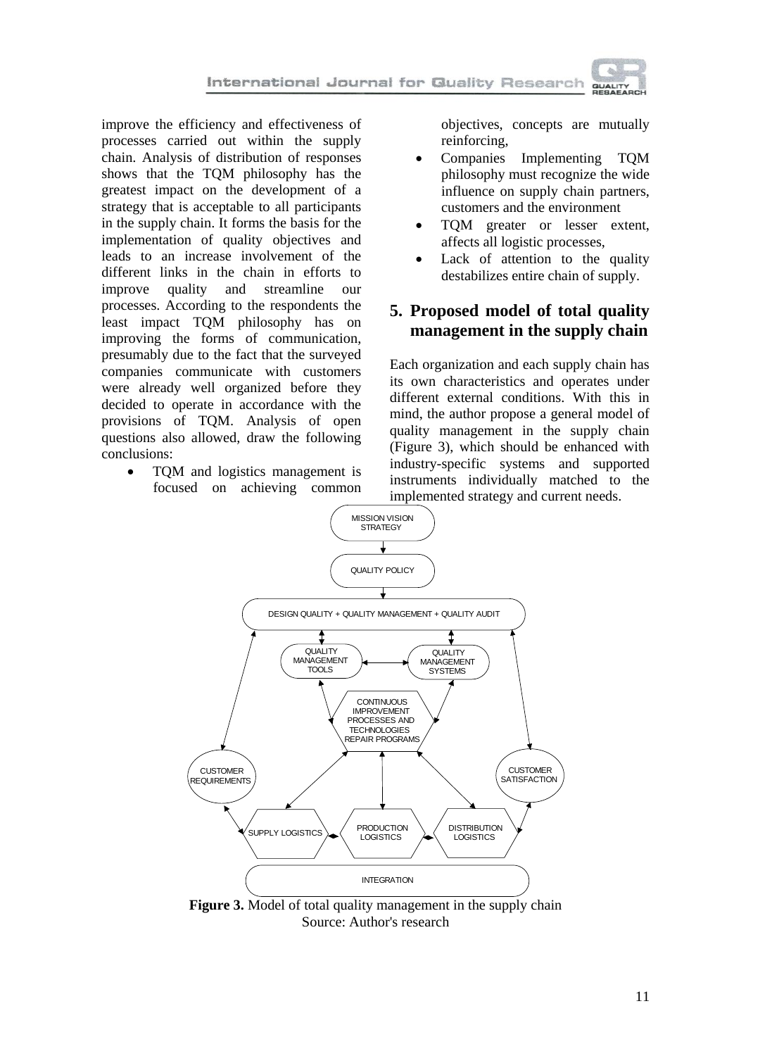improve the efficiency and effectiveness of processes carried out within the supply chain. Analysis of distribution of responses shows that the TQM philosophy has the greatest impact on the development of a strategy that is acceptable to all participants in the supply chain. It forms the basis for the implementation of quality objectives and leads to an increase involvement of the different links in the chain in efforts to improve quality and streamline our processes. According to the respondents the least impact TQM philosophy has on improving the forms of communication, presumably due to the fact that the surveyed companies communicate with customers were already well organized before they decided to operate in accordance with the provisions of TQM. Analysis of open questions also allowed, draw the following conclusions:

- TQM and logistics management is focused on achieving common objectives, concepts are mutually reinforcing,
- Companies Implementing TQM philosophy must recognize the wide influence on supply chain partners, customers and the environment
- TQM greater or lesser extent, affects all logistic processes,
- Lack of attention to the quality destabilizes entire chain of supply.

## 5. Proposed model of total quality management in the supply chain

Each organization and each supply chain has its own characteristics and operates under different external conditions. With this in mind, the author propose a general model of quality management in the supply chain (Figure 3), which should be enhanced with industry-specific systems and supported instruments individually matched to the implemented strategy and current needs.

MISSION VISION STRATEGY

QUALITY POLICY

DESIGN QUALITY + QUALITY MANAGEMENT + QUALITY AUDIT

QUALITY MANAGEMENT TOOLS

QUALITY MANAGEMENT SYSTEMS

CONTINUOUS IMPROVEMENT PROCESSES AND TECHNOLOGIES REPAIR PROGRAMS

CUSTOMER REQUIREMENTS

CUSTOMER SATISFACTION

SUPPLY LOGISTICS

PRODUCTION LOGISTICS

DISTRIBUTION LOGISTICS

INTEGRATION

**Figure 3.** Model of total quality management in the supply chain
Source: Author's research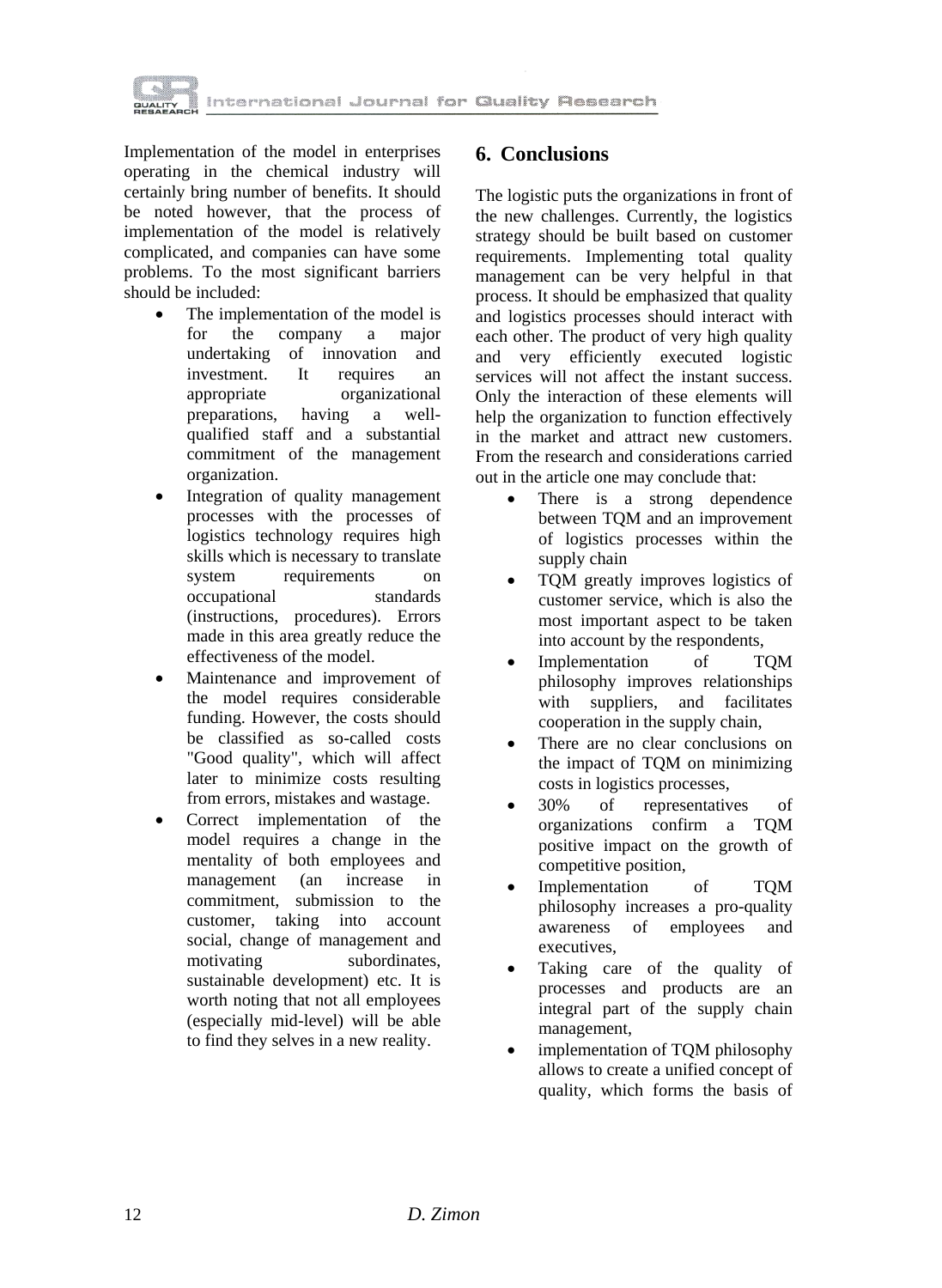Implementation of the model in enterprises operating in the chemical industry will certainly bring number of benefits. It should be noted however, that the process of implementation of the model is relatively complicated, and companies can have some problems. To the most significant barriers should be included:

- The implementation of the model is for the company a major undertaking of innovation and investment. It requires an appropriate organizational preparations, having a well-qualified staff and a substantial commitment of the management organization.
- Integration of quality management processes with the processes of logistics technology requires high skills which is necessary to translate system requirements on occupational standards (instructions, procedures). Errors made in this area greatly reduce the effectiveness of the model.
- Maintenance and improvement of the model requires considerable funding. However, the costs should be classified as so-called costs "Good quality", which will affect later to minimize costs resulting from errors, mistakes and wastage.
- Correct implementation of the model requires a change in the mentality of both employees and management (an increase in commitment, submission to the customer, taking into account social, change of management and motivating subordinates, sustainable development) etc. It is worth noting that not all employees (especially mid-level) will be able to find they selves in a new reality.

## 6. Conclusions

The logistic puts the organizations in front of the new challenges. Currently, the logistics strategy should be built based on customer requirements. Implementing total quality management can be very helpful in that process. It should be emphasized that quality and logistics processes should interact with each other. The product of very high quality and very efficiently executed logistic services will not affect the instant success. Only the interaction of these elements will help the organization to function effectively in the market and attract new customers. From the research and considerations carried out in the article one may conclude that:

- There is a strong dependence between TQM and an improvement of logistics processes within the supply chain
- TQM greatly improves logistics of customer service, which is also the most important aspect to be taken into account by the respondents,
- Implementation of TQM philosophy improves relationships with suppliers, and facilitates cooperation in the supply chain,
- There are no clear conclusions on the impact of TQM on minimizing costs in logistics processes,
- 30% of representatives of organizations confirm a TQM positive impact on the growth of competitive position,
- Implementation of TQM philosophy increases a pro-quality awareness of employees and executives,
- Taking care of the quality of processes and products are an integral part of the supply chain management,
- implementation of TQM philosophy allows to create a unified concept of quality, which forms the basis of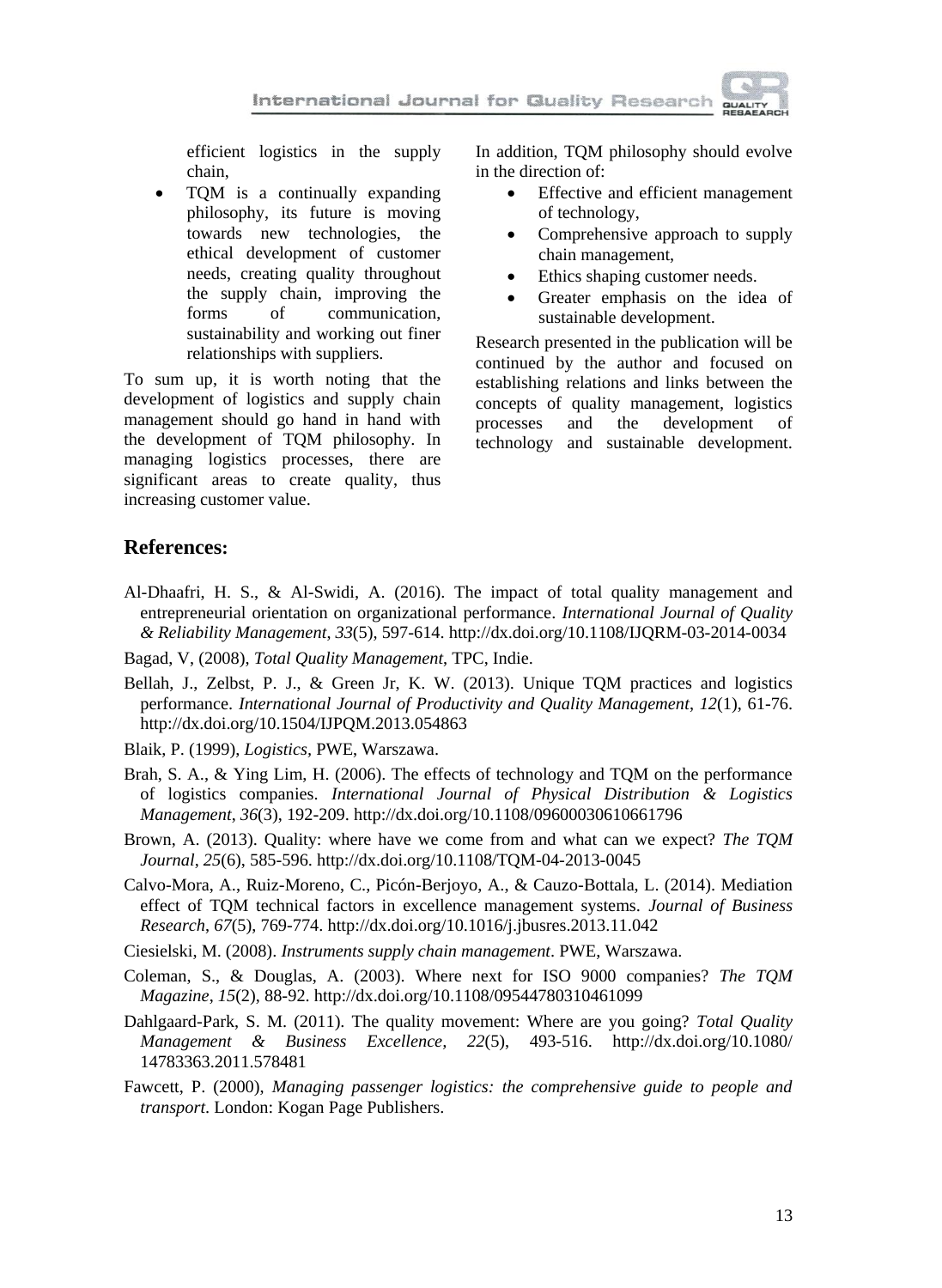efficient logistics in the supply chain,

- TQM is a continually expanding philosophy, its future is moving towards new technologies, the ethical development of customer needs, creating quality throughout the supply chain, improving the forms of communication, sustainability and working out finer relationships with suppliers.

To sum up, it is worth noting that the development of logistics and supply chain management should go hand in hand with the development of TQM philosophy. In managing logistics processes, there are significant areas to create quality, thus increasing customer value.

In addition, TQM philosophy should evolve in the direction of:

- Effective and efficient management of technology,
- Comprehensive approach to supply chain management,
- Ethics shaping customer needs.
- Greater emphasis on the idea of sustainable development.

Research presented in the publication will be continued by the author and focused on establishing relations and links between the concepts of quality management, logistics processes and the development of technology and sustainable development.

## References:

Al-Dhaafri, H. S., & Al-Swidi, A. (2016). The impact of total quality management and entrepreneurial orientation on organizational performance. *International Journal of Quality & Reliability Management*, *33*(5), 597-614. http://dx.doi.org/10.1108/IJQRM-03-2014-0034

Bagad, V, (2008), *Total Quality Management*, TPC, Indie.

Bellah, J., Zelbst, P. J., & Green Jr, K. W. (2013). Unique TQM practices and logistics performance. *International Journal of Productivity and Quality Management*, *12*(1), 61-76. http://dx.doi.org/10.1504/IJPQM.2013.054863

Blaik, P. (1999), *Logistics*, PWE, Warszawa.

Brah, S. A., & Ying Lim, H. (2006). The effects of technology and TQM on the performance of logistics companies. *International Journal of Physical Distribution & Logistics Management*, *36*(3), 192-209. http://dx.doi.org/10.1108/09600030610661796

Brown, A. (2013). Quality: where have we come from and what can we expect? *The TQM Journal*, *25*(6), 585-596. http://dx.doi.org/10.1108/TQM-04-2013-0045

Calvo-Mora, A., Ruiz-Moreno, C., Picón-Berjoyo, A., & Cauzo-Bottala, L. (2014). Mediation effect of TQM technical factors in excellence management systems. *Journal of Business Research*, *67*(5), 769-774. http://dx.doi.org/10.1016/j.jbusres.2013.11.042

Ciesielski, M. (2008). *Instruments supply chain management*. PWE, Warszawa.

Coleman, S., & Douglas, A. (2003). Where next for ISO 9000 companies? *The TQM Magazine*, *15*(2), 88-92. http://dx.doi.org/10.1108/09544780310461099

Dahlgaard-Park, S. M. (2011). The quality movement: Where are you going? *Total Quality Management & Business Excellence*, *22*(5), 493-516. http://dx.doi.org/10.1080/14783363.2011.578481

Fawcett, P. (2000), *Managing passenger logistics: the comprehensive guide to people and transport*. London: Kogan Page Publishers.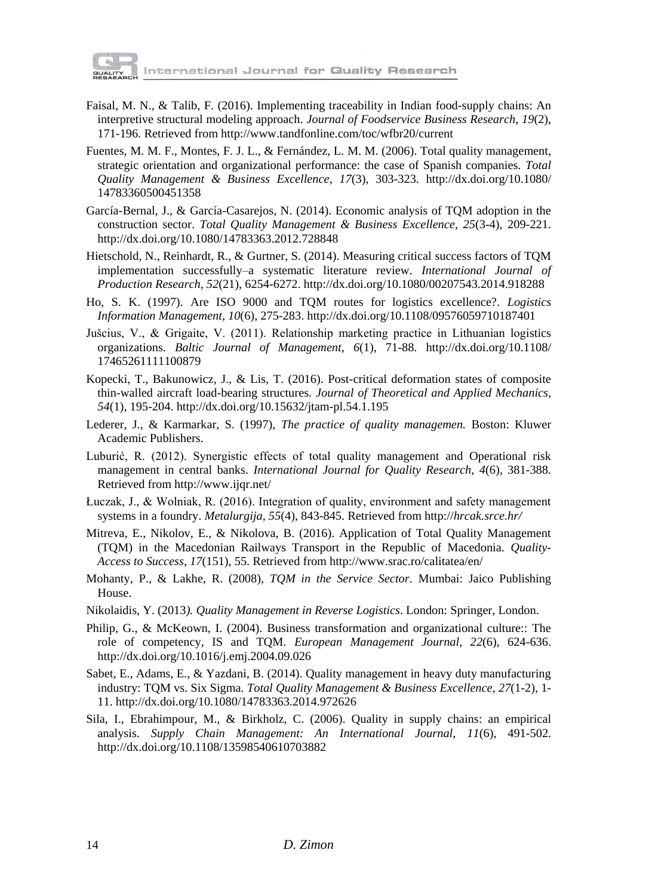Faisal, M. N., & Talib, F. (2016). Implementing traceability in Indian food-supply chains: An interpretive structural modeling approach. *Journal of Foodservice Business Research*, *19*(2), 171-196. Retrieved from http://www.tandfonline.com/toc/wfbr20/current

Fuentes, M. M. F., Montes, F. J. L., & Fernández, L. M. M. (2006). Total quality management, strategic orientation and organizational performance: the case of Spanish companies. *Total Quality Management & Business Excellence*, *17*(3), 303-323. http://dx.doi.org/10.1080/14783360500451358

García-Bernal, J., & García-Casarejos, N. (2014). Economic analysis of TQM adoption in the construction sector. *Total Quality Management & Business Excellence*, *25*(3-4), 209-221. http://dx.doi.org/10.1080/14783363.2012.728848

Hietschold, N., Reinhardt, R., & Gurtner, S. (2014). Measuring critical success factors of TQM implementation successfully–a systematic literature review. *International Journal of Production Research*, *52*(21), 6254-6272. http://dx.doi.org/10.1080/00207543.2014.918288

Ho, S. K. (1997). Are ISO 9000 and TQM routes for logistics excellence?. *Logistics Information Management*, *10*(6), 275-283. http://dx.doi.org/10.1108/09576059710187401

Jušcius, V., & Grigaite, V. (2011). Relationship marketing practice in Lithuanian logistics organizations. *Baltic Journal of Management*, *6*(1), 71-88. http://dx.doi.org/10.1108/17465261111100879

Kopecki, T., Bakunowicz, J., & Lis, T. (2016). Post-critical deformation states of composite thin-walled aircraft load-bearing structures. *Journal of Theoretical and Applied Mechanics*, *54*(1), 195-204. http://dx.doi.org/10.15632/jtam-pl.54.1.195

Lederer, J., & Karmarkar, S. (1997), *The practice of quality managemen.* Boston: Kluwer Academic Publishers.

Luburić, R. (2012). Synergistic effects of total quality management and Operational risk management in central banks. *International Journal for Quality Research*, *4*(6), 381-388. Retrieved from http://www.ijqr.net/

Łuczak, J., & Wolniak, R. (2016). Integration of quality, environment and safety management systems in a foundry. *Metalurgija*, *55*(4), 843-845. Retrieved from http://*hrcak.srce.hr/*

Mitreva, E., Nikolov, E., & Nikolova, B. (2016). Application of Total Quality Management (TQM) in the Macedonian Railways Transport in the Republic of Macedonia. *Quality-Access to Success*, *17*(151), 55. Retrieved from http://www.srac.ro/calitatea/en/

Mohanty, P., & Lakhe, R. (2008), *TQM in the Service Sector*. Mumbai: Jaico Publishing House.

Nikolaidis, Y. (2013*). Quality Management in Reverse Logistics*. London: Springer, London.

Philip, G., & McKeown, I. (2004). Business transformation and organizational culture:: The role of competency, IS and TQM. *European Management Journal*, *22*(6), 624-636. http://dx.doi.org/10.1016/j.emj.2004.09.026

Sabet, E., Adams, E., & Yazdani, B. (2014). Quality management in heavy duty manufacturing industry: TQM vs. Six Sigma. *Total Quality Management & Business Excellence*, *27*(1-2), 1-11. http://dx.doi.org/10.1080/14783363.2014.972626

Sila, I., Ebrahimpour, M., & Birkholz, C. (2006). Quality in supply chains: an empirical analysis. *Supply Chain Management: An International Journal*, *11*(6), 491-502. http://dx.doi.org/10.1108/13598540610703882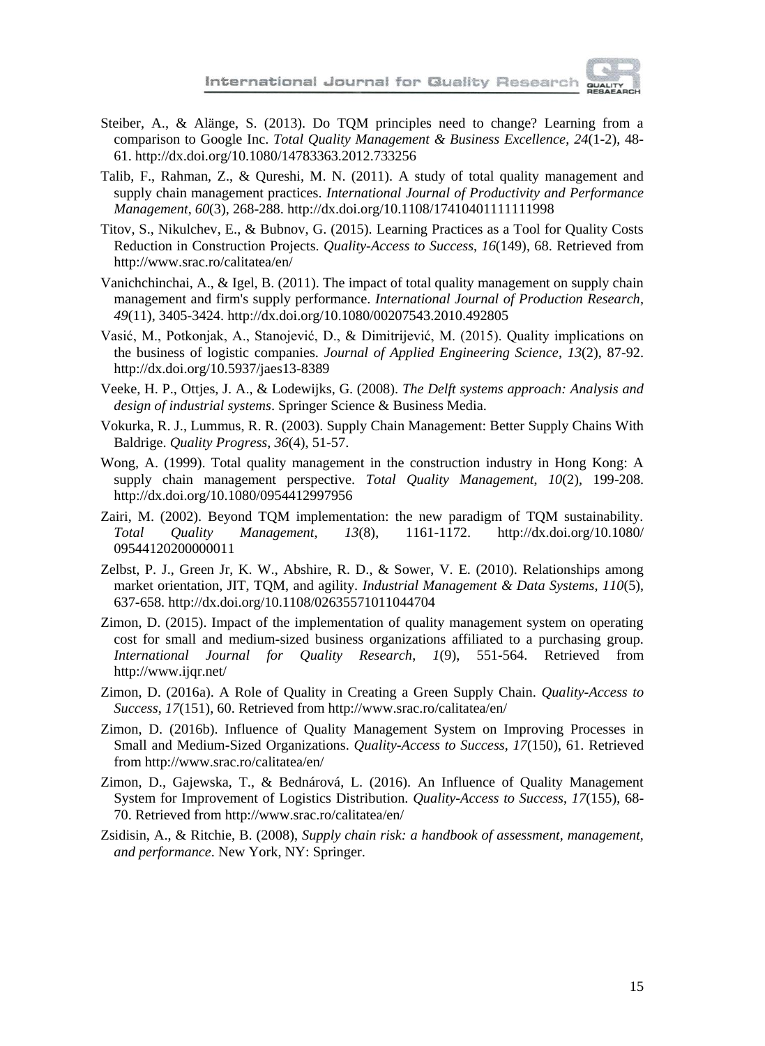Steiber, A., & Alänge, S. (2013). Do TQM principles need to change? Learning from a comparison to Google Inc. *Total Quality Management & Business Excellence*, *24*(1-2), 48-61. http://dx.doi.org/10.1080/14783363.2012.733256

Talib, F., Rahman, Z., & Qureshi, M. N. (2011). A study of total quality management and supply chain management practices. *International Journal of Productivity and Performance Management*, *60*(3), 268-288. http://dx.doi.org/10.1108/17410401111111998

Titov, S., Nikulchev, E., & Bubnov, G. (2015). Learning Practices as a Tool for Quality Costs Reduction in Construction Projects. *Quality-Access to Success*, *16*(149), 68. Retrieved from http://www.srac.ro/calitatea/en/

Vanichchinchai, A., & Igel, B. (2011). The impact of total quality management on supply chain management and firm's supply performance. *International Journal of Production Research*, *49*(11), 3405-3424. http://dx.doi.org/10.1080/00207543.2010.492805

Vasić, M., Potkonjak, A., Stanojević, D., & Dimitrijević, M. (2015). Quality implications on the business of logistic companies. *Journal of Applied Engineering Science*, *13*(2), 87-92. http://dx.doi.org/10.5937/jaes13-8389

Veeke, H. P., Ottjes, J. A., & Lodewijks, G. (2008). *The Delft systems approach: Analysis and design of industrial systems*. Springer Science & Business Media.

Vokurka, R. J., Lummus, R. R. (2003). Supply Chain Management: Better Supply Chains With Baldrige. *Quality Progress*, *36*(4), 51-57.

Wong, A. (1999). Total quality management in the construction industry in Hong Kong: A supply chain management perspective. *Total Quality Management*, *10*(2), 199-208. http://dx.doi.org/10.1080/0954412997956

Zairi, M. (2002). Beyond TQM implementation: the new paradigm of TQM sustainability. *Total Quality Management*, *13*(8), 1161-1172. http://dx.doi.org/10.1080/09544120200000011

Zelbst, P. J., Green Jr, K. W., Abshire, R. D., & Sower, V. E. (2010). Relationships among market orientation, JIT, TQM, and agility. *Industrial Management & Data Systems*, *110*(5), 637-658. http://dx.doi.org/10.1108/02635571011044704

Zimon, D. (2015). Impact of the implementation of quality management system on operating cost for small and medium-sized business organizations affiliated to a purchasing group. *International Journal for Quality Research*, *1*(9), 551-564. Retrieved from http://www.ijqr.net/

Zimon, D. (2016a). A Role of Quality in Creating a Green Supply Chain. *Quality-Access to Success*, *17*(151), 60. Retrieved from http://www.srac.ro/calitatea/en/

Zimon, D. (2016b). Influence of Quality Management System on Improving Processes in Small and Medium-Sized Organizations. *Quality-Access to Success*, *17*(150), 61. Retrieved from http://www.srac.ro/calitatea/en/

Zimon, D., Gajewska, T., & Bednárová, L. (2016). An Influence of Quality Management System for Improvement of Logistics Distribution. *Quality-Access to Success*, *17*(155), 68-70. Retrieved from http://www.srac.ro/calitatea/en/

Zsidisin, A., & Ritchie, B. (2008), *Supply chain risk: a handbook of assessment, management, and performance*. New York, NY: Springer.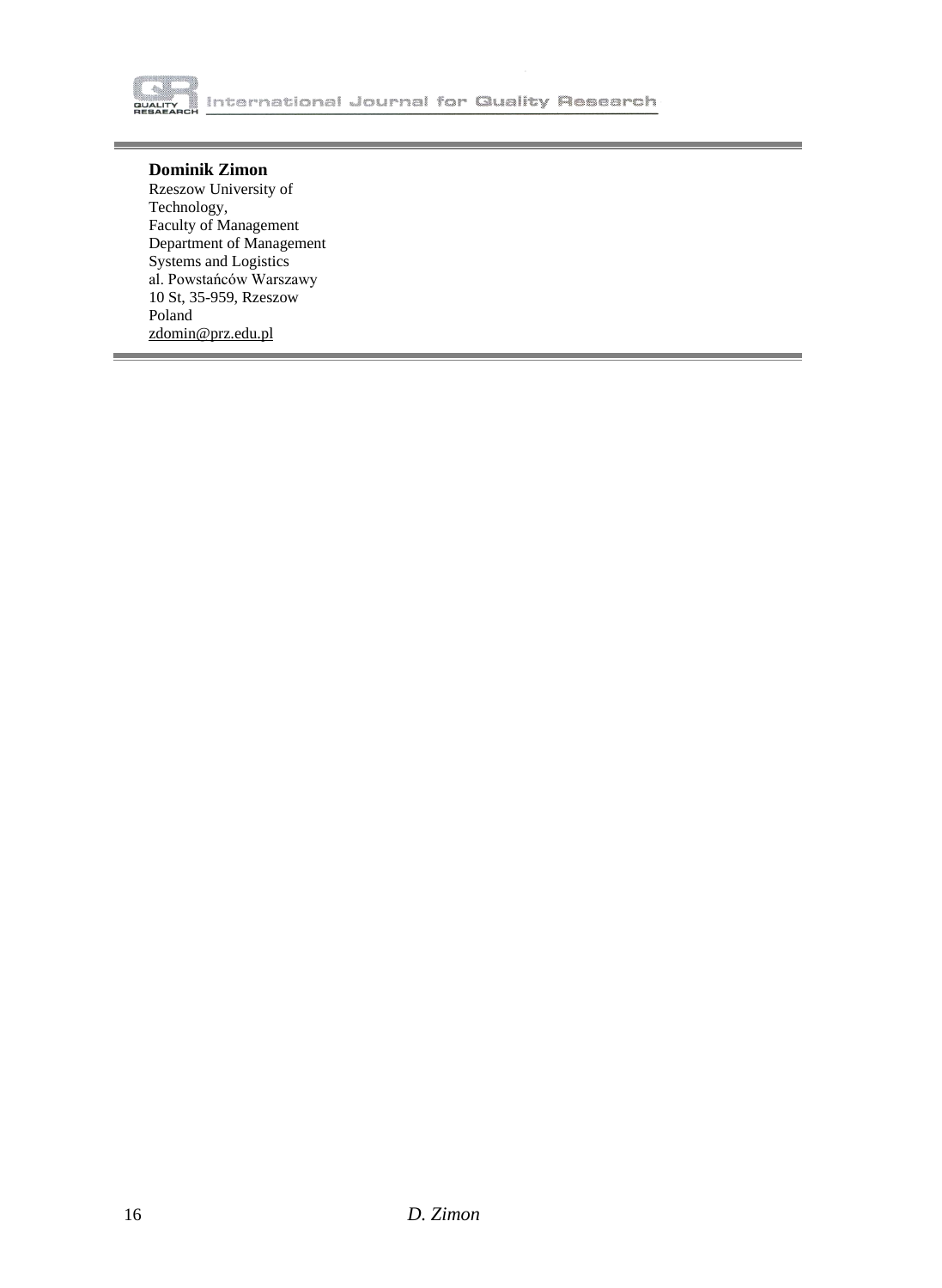**Dominik Zimon**
Rzeszow University of Technology,
Faculty of Management
Department of Management Systems and Logistics
al. Powstańców Warszawy 10 St, 35-959, Rzeszow
Poland
zdomin@prz.edu.pl